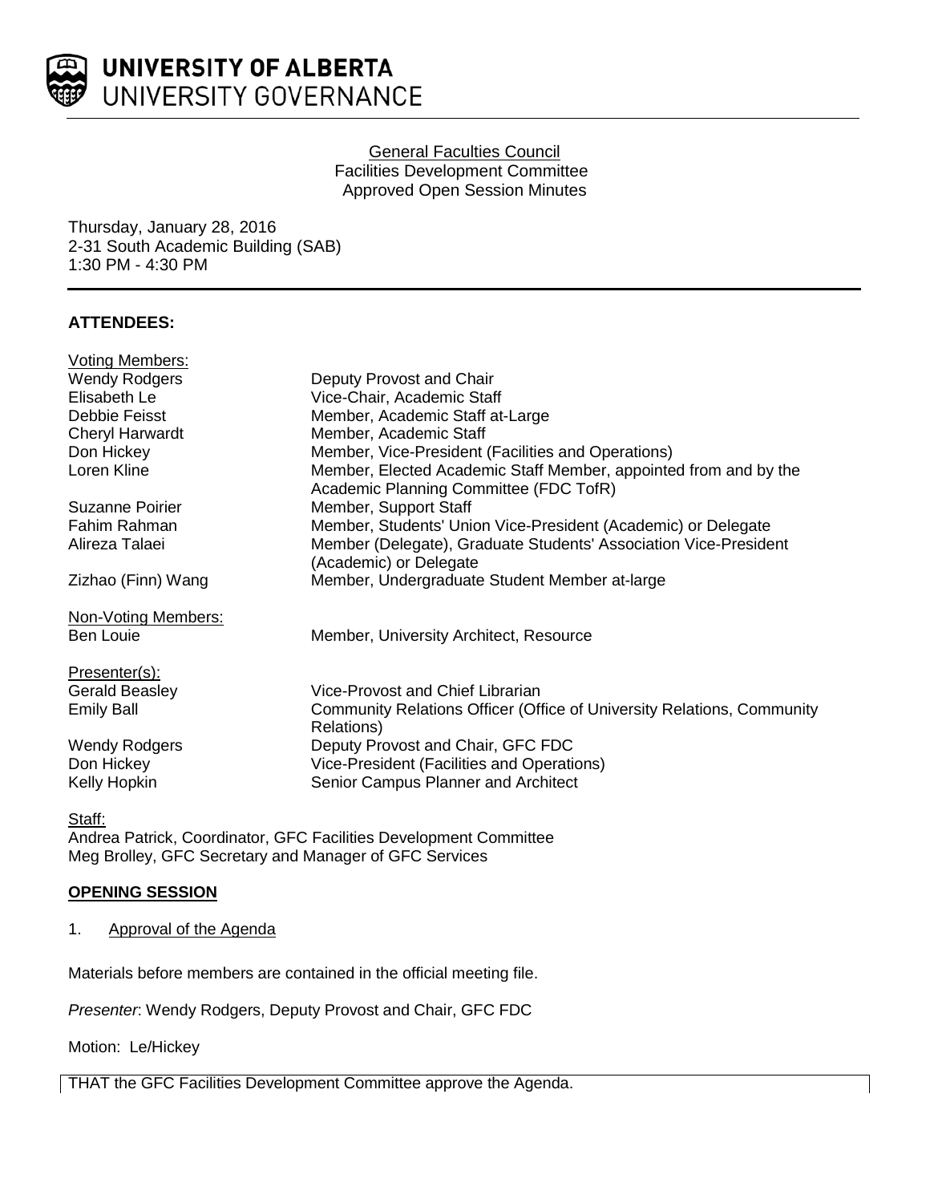# UNIVERSITY OF ALBERTA
## UNIVERSITY GOVERNANCE

General Faculties Council
Facilities Development Committee
Approved Open Session Minutes

Thursday, January 28, 2016
2-31 South Academic Building (SAB)
1:30 PM - 4:30 PM

**ATTENDEES:**

Voting Members:

| | |
|---|---|
| Wendy Rodgers | Deputy Provost and Chair |
| Elisabeth Le | Vice-Chair, Academic Staff |
| Debbie Feisst | Member, Academic Staff at-Large |
| Cheryl Harwardt | Member, Academic Staff |
| Don Hickey | Member, Vice-President (Facilities and Operations) |
| Loren Kline | Member, Elected Academic Staff Member, appointed from and by the Academic Planning Committee (FDC TofR) |
| Suzanne Poirier | Member, Support Staff |
| Fahim Rahman | Member, Students' Union Vice-President (Academic) or Delegate |
| Alireza Talaei | Member (Delegate), Graduate Students' Association Vice-President (Academic) or Delegate |
| Zizhao (Finn) Wang | Member, Undergraduate Student Member at-large |

Non-Voting Members:

| | |
|---|---|
| Ben Louie | Member, University Architect, Resource |

Presenter(s):

| | |
|---|---|
| Gerald Beasley | Vice-Provost and Chief Librarian |
| Emily Ball | Community Relations Officer (Office of University Relations, Community Relations) |
| Wendy Rodgers | Deputy Provost and Chair, GFC FDC |
| Don Hickey | Vice-President (Facilities and Operations) |
| Kelly Hopkin | Senior Campus Planner and Architect |

Staff:
Andrea Patrick, Coordinator, GFC Facilities Development Committee
Meg Brolley, GFC Secretary and Manager of GFC Services

**OPENING SESSION**

1. Approval of the Agenda

Materials before members are contained in the official meeting file.

*Presenter*: Wendy Rodgers, Deputy Provost and Chair, GFC FDC

Motion: Le/Hickey

THAT the GFC Facilities Development Committee approve the Agenda.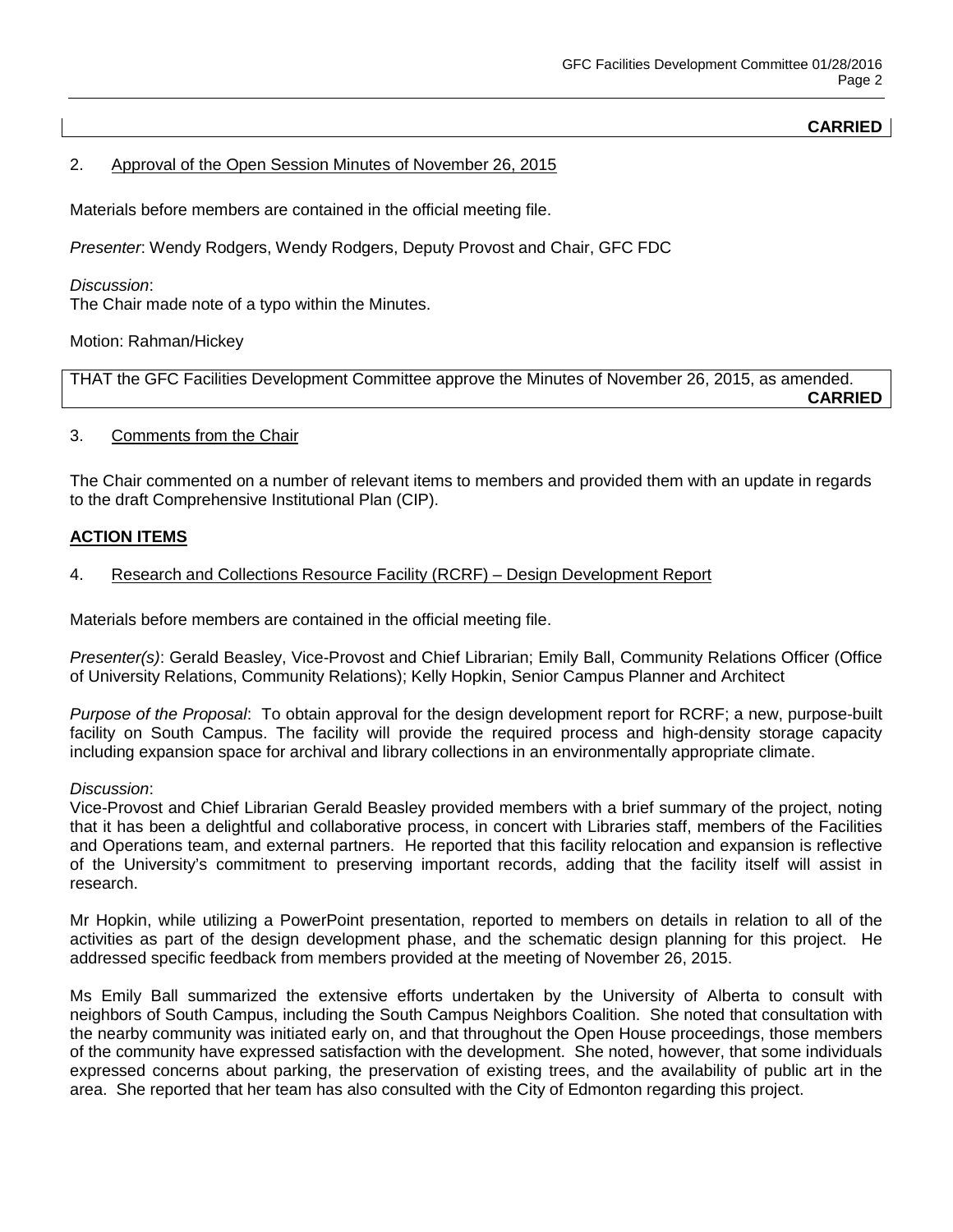**CARRIED**

2. Approval of the Open Session Minutes of November 26, 2015

Materials before members are contained in the official meeting file.

*Presenter*: Wendy Rodgers, Wendy Rodgers, Deputy Provost and Chair, GFC FDC

*Discussion*:
The Chair made note of a typo within the Minutes.

Motion: Rahman/Hickey

THAT the GFC Facilities Development Committee approve the Minutes of November 26, 2015, as amended.
**CARRIED**

3. Comments from the Chair

The Chair commented on a number of relevant items to members and provided them with an update in regards to the draft Comprehensive Institutional Plan (CIP).

## ACTION ITEMS

4. Research and Collections Resource Facility (RCRF) – Design Development Report

Materials before members are contained in the official meeting file.

*Presenter(s)*: Gerald Beasley, Vice-Provost and Chief Librarian; Emily Ball, Community Relations Officer (Office of University Relations, Community Relations); Kelly Hopkin, Senior Campus Planner and Architect

*Purpose of the Proposal*: To obtain approval for the design development report for RCRF; a new, purpose-built facility on South Campus. The facility will provide the required process and high-density storage capacity including expansion space for archival and library collections in an environmentally appropriate climate.

*Discussion*:
Vice-Provost and Chief Librarian Gerald Beasley provided members with a brief summary of the project, noting that it has been a delightful and collaborative process, in concert with Libraries staff, members of the Facilities and Operations team, and external partners. He reported that this facility relocation and expansion is reflective of the University's commitment to preserving important records, adding that the facility itself will assist in research.

Mr Hopkin, while utilizing a PowerPoint presentation, reported to members on details in relation to all of the activities as part of the design development phase, and the schematic design planning for this project. He addressed specific feedback from members provided at the meeting of November 26, 2015.

Ms Emily Ball summarized the extensive efforts undertaken by the University of Alberta to consult with neighbors of South Campus, including the South Campus Neighbors Coalition. She noted that consultation with the nearby community was initiated early on, and that throughout the Open House proceedings, those members of the community have expressed satisfaction with the development. She noted, however, that some individuals expressed concerns about parking, the preservation of existing trees, and the availability of public art in the area. She reported that her team has also consulted with the City of Edmonton regarding this project.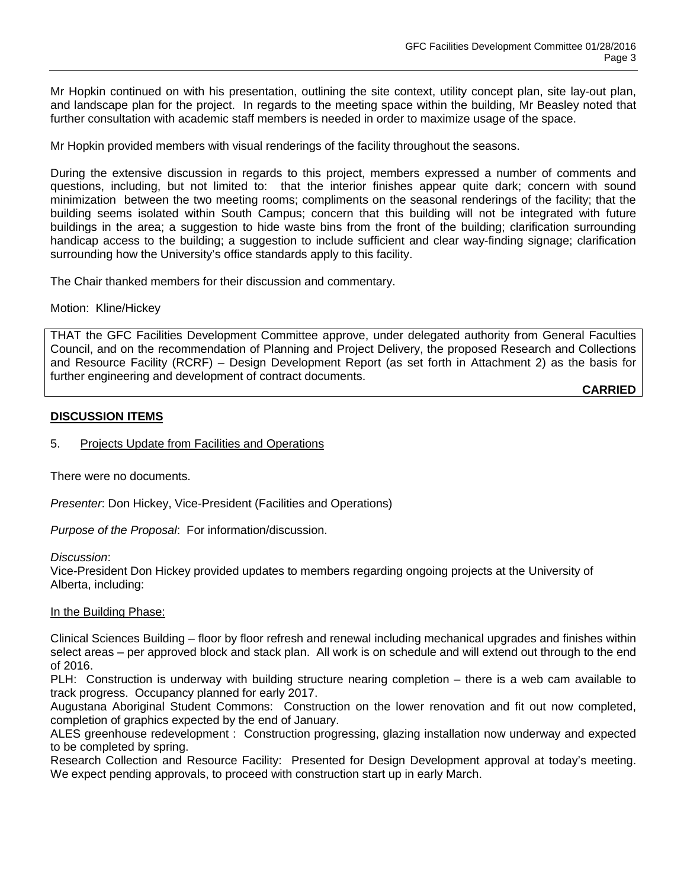Mr Hopkin continued on with his presentation, outlining the site context, utility concept plan, site lay-out plan, and landscape plan for the project. In regards to the meeting space within the building, Mr Beasley noted that further consultation with academic staff members is needed in order to maximize usage of the space.

Mr Hopkin provided members with visual renderings of the facility throughout the seasons.

During the extensive discussion in regards to this project, members expressed a number of comments and questions, including, but not limited to: that the interior finishes appear quite dark; concern with sound minimization between the two meeting rooms; compliments on the seasonal renderings of the facility; that the building seems isolated within South Campus; concern that this building will not be integrated with future buildings in the area; a suggestion to hide waste bins from the front of the building; clarification surrounding handicap access to the building; a suggestion to include sufficient and clear way-finding signage; clarification surrounding how the University's office standards apply to this facility.

The Chair thanked members for their discussion and commentary.

Motion: Kline/Hickey

THAT the GFC Facilities Development Committee approve, under delegated authority from General Faculties Council, and on the recommendation of Planning and Project Delivery, the proposed Research and Collections and Resource Facility (RCRF) – Design Development Report (as set forth in Attachment 2) as the basis for further engineering and development of contract documents.

**CARRIED**

## DISCUSSION ITEMS

5. Projects Update from Facilities and Operations

There were no documents.

*Presenter*: Don Hickey, Vice-President (Facilities and Operations)

*Purpose of the Proposal*: For information/discussion.

*Discussion*:
Vice-President Don Hickey provided updates to members regarding ongoing projects at the University of Alberta, including:

In the Building Phase:

Clinical Sciences Building – floor by floor refresh and renewal including mechanical upgrades and finishes within select areas – per approved block and stack plan. All work is on schedule and will extend out through to the end of 2016.
PLH: Construction is underway with building structure nearing completion – there is a web cam available to track progress. Occupancy planned for early 2017.
Augustana Aboriginal Student Commons: Construction on the lower renovation and fit out now completed, completion of graphics expected by the end of January.
ALES greenhouse redevelopment : Construction progressing, glazing installation now underway and expected to be completed by spring.
Research Collection and Resource Facility: Presented for Design Development approval at today's meeting. We expect pending approvals, to proceed with construction start up in early March.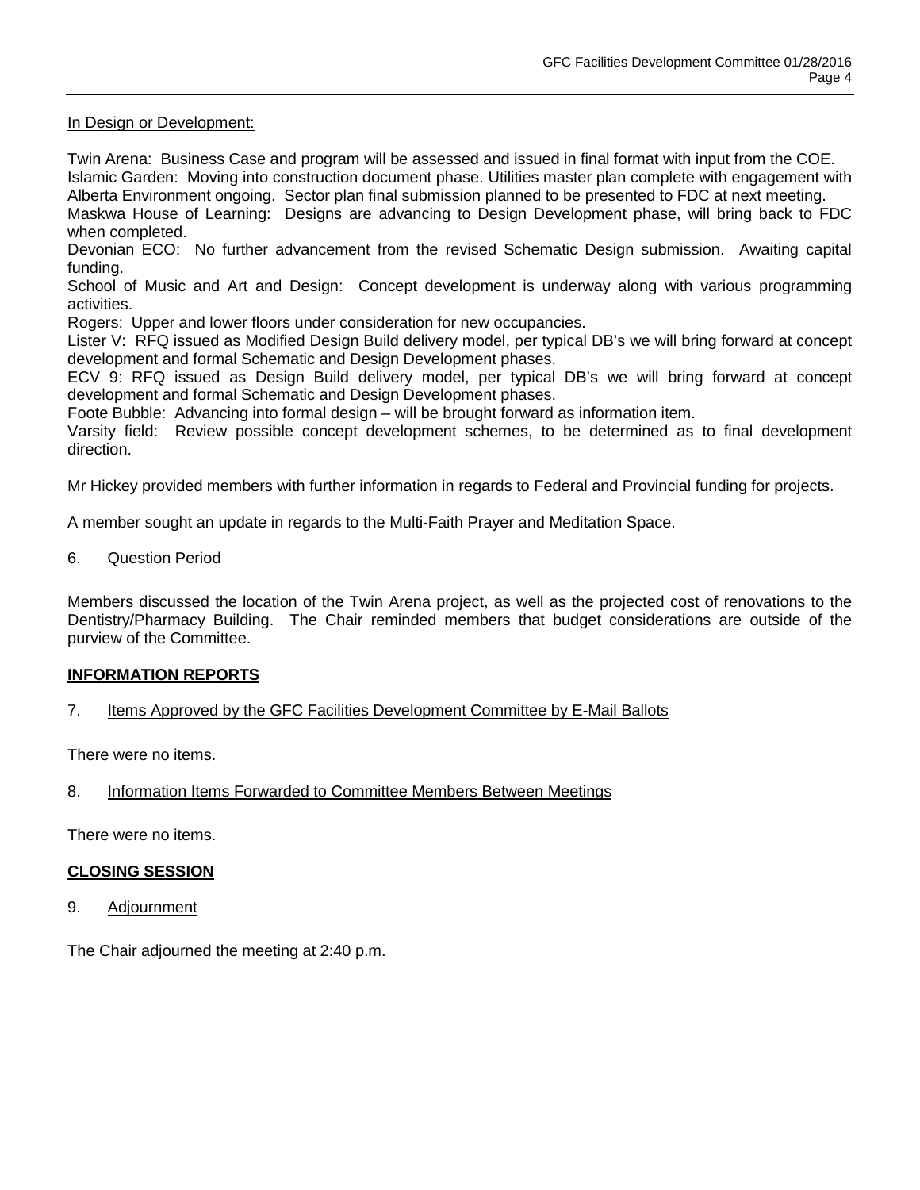In Design or Development:

Twin Arena: Business Case and program will be assessed and issued in final format with input from the COE.
Islamic Garden: Moving into construction document phase. Utilities master plan complete with engagement with Alberta Environment ongoing. Sector plan final submission planned to be presented to FDC at next meeting.
Maskwa House of Learning: Designs are advancing to Design Development phase, will bring back to FDC when completed.
Devonian ECO: No further advancement from the revised Schematic Design submission. Awaiting capital funding.
School of Music and Art and Design: Concept development is underway along with various programming activities.
Rogers: Upper and lower floors under consideration for new occupancies.
Lister V: RFQ issued as Modified Design Build delivery model, per typical DB's we will bring forward at concept development and formal Schematic and Design Development phases.
ECV 9: RFQ issued as Design Build delivery model, per typical DB's we will bring forward at concept development and formal Schematic and Design Development phases.
Foote Bubble: Advancing into formal design – will be brought forward as information item.
Varsity field: Review possible concept development schemes, to be determined as to final development direction.

Mr Hickey provided members with further information in regards to Federal and Provincial funding for projects.

A member sought an update in regards to the Multi-Faith Prayer and Meditation Space.

6. Question Period

Members discussed the location of the Twin Arena project, as well as the projected cost of renovations to the Dentistry/Pharmacy Building. The Chair reminded members that budget considerations are outside of the purview of the Committee.

## INFORMATION REPORTS

7. Items Approved by the GFC Facilities Development Committee by E-Mail Ballots

There were no items.

8. Information Items Forwarded to Committee Members Between Meetings

There were no items.

## CLOSING SESSION

9. Adjournment

The Chair adjourned the meeting at 2:40 p.m.